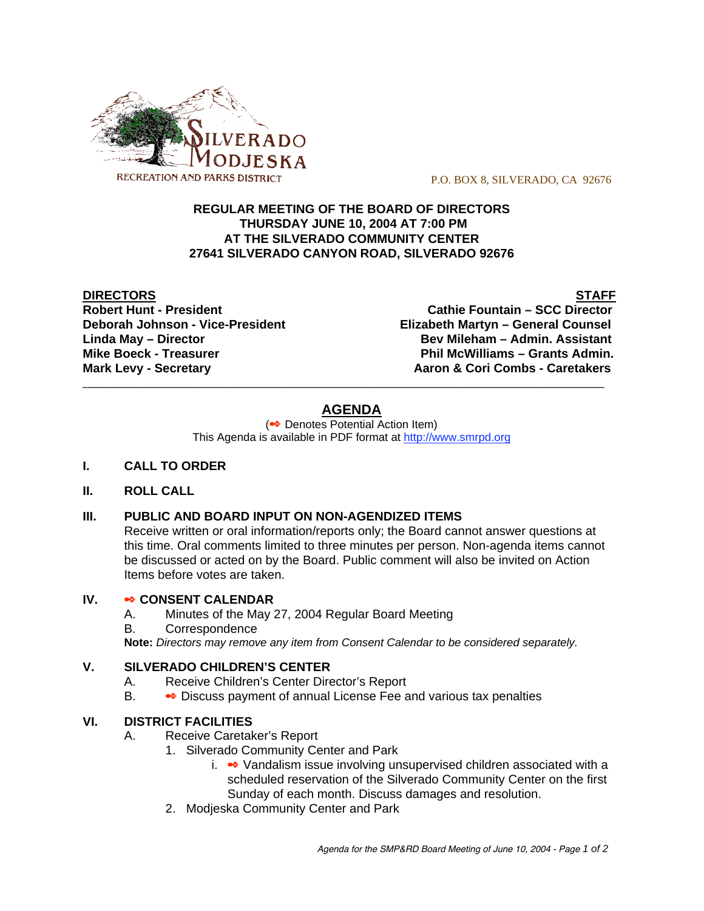SILVERADO MODJESKA
RECREATION AND PARKS DISTRICT

P.O. BOX 8, SILVERADO, CA 92676

**REGULAR MEETING OF THE BOARD OF DIRECTORS**
**THURSDAY JUNE 10, 2004 AT 7:00 PM**
**AT THE SILVERADO COMMUNITY CENTER**
**27641 SILVERADO CANYON ROAD, SILVERADO 92676**

| **DIRECTORS** | **STAFF** |
|---|---|
| **Robert Hunt - President** | **Cathie Fountain – SCC Director** |
| **Deborah Johnson - Vice-President** | **Elizabeth Martyn – General Counsel** |
| **Linda May – Director** | **Bev Mileham – Admin. Assistant** |
| **Mike Boeck - Treasurer** | **Phil McWilliams – Grants Admin.** |
| **Mark Levy - Secretary** | **Aaron & Cori Combs - Caretakers** |

## AGENDA

(➡ Denotes Potential Action Item)
This Agenda is available in PDF format at http://www.smrpd.org

**I. CALL TO ORDER**

**II. ROLL CALL**

**III. PUBLIC AND BOARD INPUT ON NON-AGENDIZED ITEMS**

Receive written or oral information/reports only; the Board cannot answer questions at this time. Oral comments limited to three minutes per person. Non-agenda items cannot be discussed or acted on by the Board. Public comment will also be invited on Action Items before votes are taken.

**IV. ➡ CONSENT CALENDAR**

A. Minutes of the May 27, 2004 Regular Board Meeting
B. Correspondence

**Note:** *Directors may remove any item from Consent Calendar to be considered separately.*

**V. SILVERADO CHILDREN'S CENTER**

A. Receive Children's Center Director's Report
B. ➡ Discuss payment of annual License Fee and various tax penalties

**VI. DISTRICT FACILITIES**

A. Receive Caretaker's Report
   1. Silverado Community Center and Park
      i. ➡ Vandalism issue involving unsupervised children associated with a scheduled reservation of the Silverado Community Center on the first Sunday of each month. Discuss damages and resolution.
   2. Modjeska Community Center and Park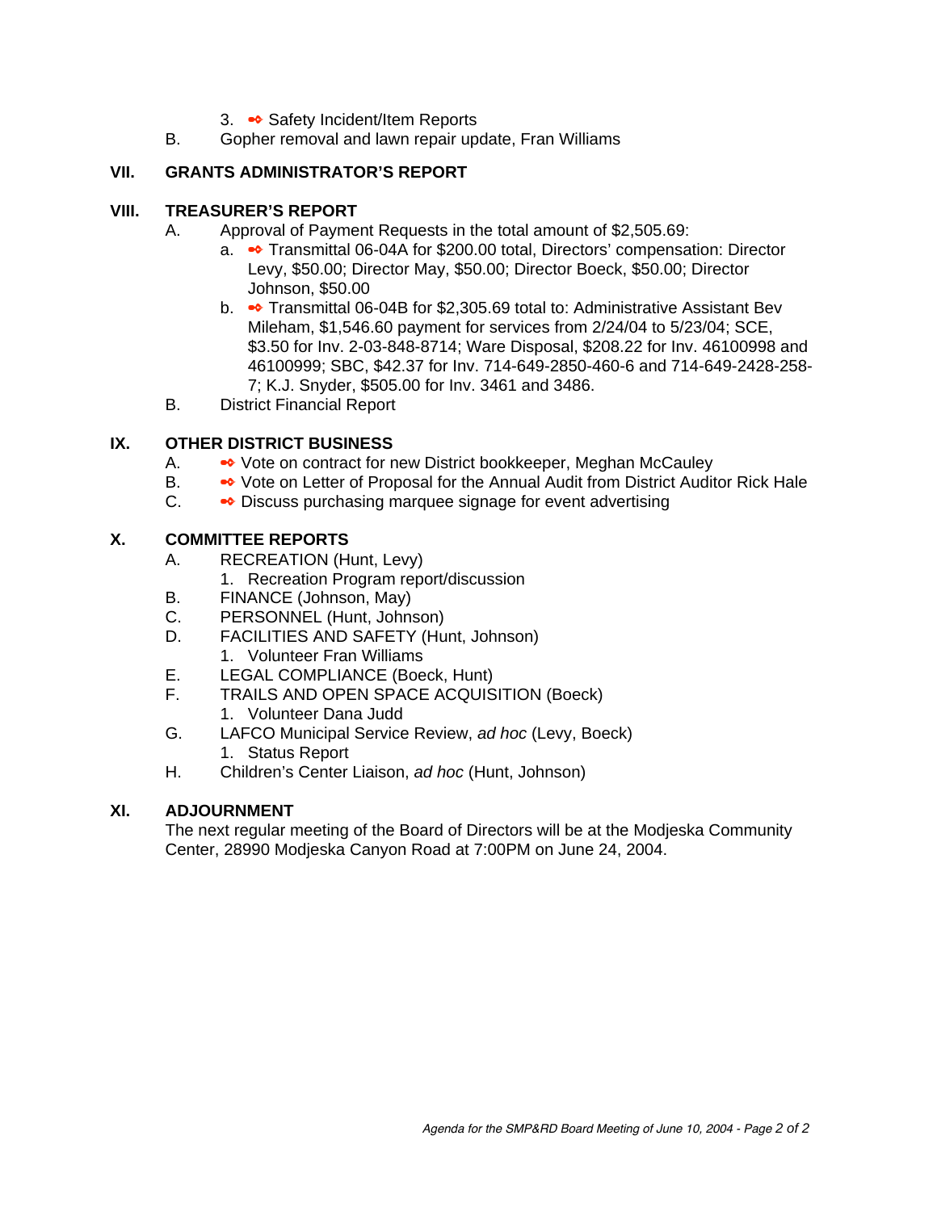3. ➾ Safety Incident/Item Reports

B. Gopher removal and lawn repair update, Fran Williams

## VII. GRANTS ADMINISTRATOR'S REPORT

## VIII. TREASURER'S REPORT

A. Approval of Payment Requests in the total amount of $2,505.69:

a. ➾ Transmittal 06-04A for $200.00 total, Directors' compensation: Director Levy, $50.00; Director May, $50.00; Director Boeck, $50.00; Director Johnson, $50.00

b. ➾ Transmittal 06-04B for $2,305.69 total to: Administrative Assistant Bev Mileham, $1,546.60 payment for services from 2/24/04 to 5/23/04; SCE, $3.50 for Inv. 2-03-848-8714; Ware Disposal, $208.22 for Inv. 46100998 and 46100999; SBC, $42.37 for Inv. 714-649-2850-460-6 and 714-649-2428-258-7; K.J. Snyder, $505.00 for Inv. 3461 and 3486.

B. District Financial Report

## IX. OTHER DISTRICT BUSINESS

A. ➾ Vote on contract for new District bookkeeper, Meghan McCauley

B. ➾ Vote on Letter of Proposal for the Annual Audit from District Auditor Rick Hale

C. ➾ Discuss purchasing marquee signage for event advertising

## X. COMMITTEE REPORTS

A. RECREATION (Hunt, Levy)
   1. Recreation Program report/discussion

B. FINANCE (Johnson, May)

C. PERSONNEL (Hunt, Johnson)

D. FACILITIES AND SAFETY (Hunt, Johnson)
   1. Volunteer Fran Williams

E. LEGAL COMPLIANCE (Boeck, Hunt)

F. TRAILS AND OPEN SPACE ACQUISITION (Boeck)
   1. Volunteer Dana Judd

G. LAFCO Municipal Service Review, *ad hoc* (Levy, Boeck)
   1. Status Report

H. Children's Center Liaison, *ad hoc* (Hunt, Johnson)

## XI. ADJOURNMENT

The next regular meeting of the Board of Directors will be at the Modjeska Community Center, 28990 Modjeska Canyon Road at 7:00PM on June 24, 2004.